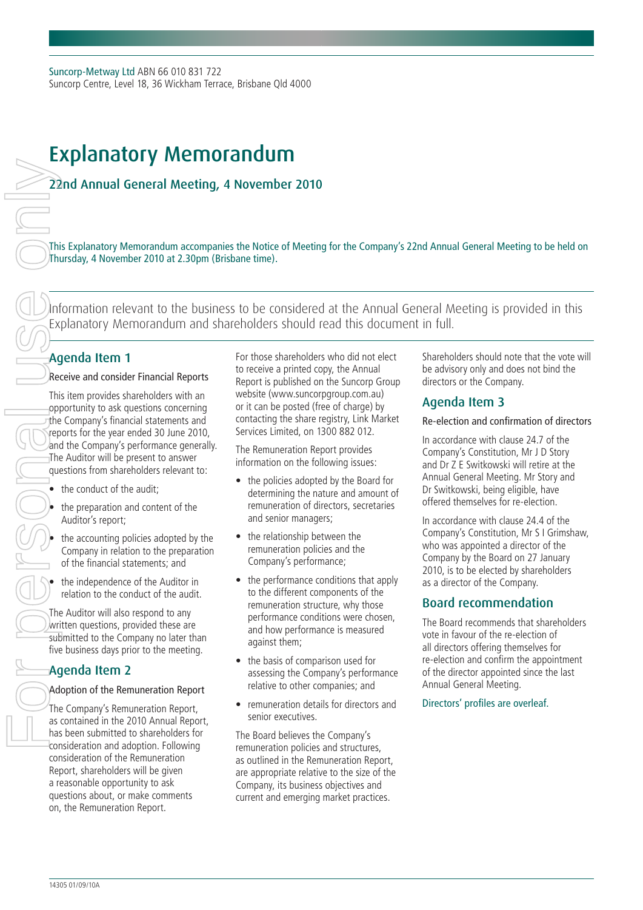Suncorp-Metway Ltd ABN 66 010 831 722
Suncorp Centre, Level 18, 36 Wickham Terrace, Brisbane Qld 4000

# Explanatory Memorandum

## 22nd Annual General Meeting, 4 November 2010

This Explanatory Memorandum accompanies the Notice of Meeting for the Company's 22nd Annual Meeting to be held on Thursday, 4 November 2010 at 2.30pm (Brisbane time).

Information relevant to the business to be considered at the Annual General Meeting is provided in this Explanatory Memorandum and shareholders should read this document in full.

## Agenda Item 1

### Receive and consider Financial Reports

This item provides shareholders with an opportunity to ask questions concerning the Company's financial statements and reports for the year ended 30 June 2010, and the Company's performance generally. The Auditor will be present to answer questions from shareholders relevant to:

- the conduct of the audit;
- the preparation and content of the Auditor's report;
- the accounting policies adopted by the Company in relation to the preparation of the financial statements; and
- the independence of the Auditor in relation to the conduct of the audit.

The Auditor will also respond to any written questions, provided these are submitted to the Company no later than five business days prior to the meeting.

## Agenda Item 2

### Adoption of the Remuneration Report

The Company's Remuneration Report, as contained in the 2010 Annual Report, has been submitted to shareholders for consideration and adoption. Following consideration of the Remuneration Report, shareholders will be given a reasonable opportunity to ask questions about, or make comments on, the Remuneration Report.

For those shareholders who did not elect to receive a printed copy, the Annual Report is published on the Suncorp Group website (www.suncorpgroup.com.au) or it can be posted (free of charge) by contacting the share registry, Link Market Services Limited, on 1300 882 012.

The Remuneration Report provides information on the following issues:

- the policies adopted by the Board for determining the nature and amount of remuneration of directors, secretaries and senior managers;
- the relationship between the remuneration policies and the Company's performance;
- the performance conditions that apply to the different components of the remuneration structure, why those performance conditions were chosen, and how performance is measured against them;
- the basis of comparison used for assessing the Company's performance relative to other companies; and
- remuneration details for directors and senior executives.

The Board believes the Company's remuneration policies and structures, as outlined in the Remuneration Report, are appropriate relative to the size of the Company, its business objectives and current and emerging market practices.

Shareholders should note that the vote will be advisory only and does not bind the directors or the Company.

## Agenda Item 3

### Re-election and confirmation of directors

In accordance with clause 24.7 of the Company's Constitution, Mr J D Story and Dr Z E Switkowski will retire at the Annual General Meeting. Mr Story and Dr Switkowski, being eligible, have offered themselves for re-election.

In accordance with clause 24.4 of the Company's Constitution, Mr S I Grimshaw, who was appointed a director of the Company by the Board on 27 January 2010, is to be elected by shareholders as a director of the Company.

## Board recommendation

The Board recommends that shareholders vote in favour of the re-election of all directors offering themselves for re-election and confirm the appointment of the director appointed since the last Annual General Meeting.

Directors' profiles are overleaf.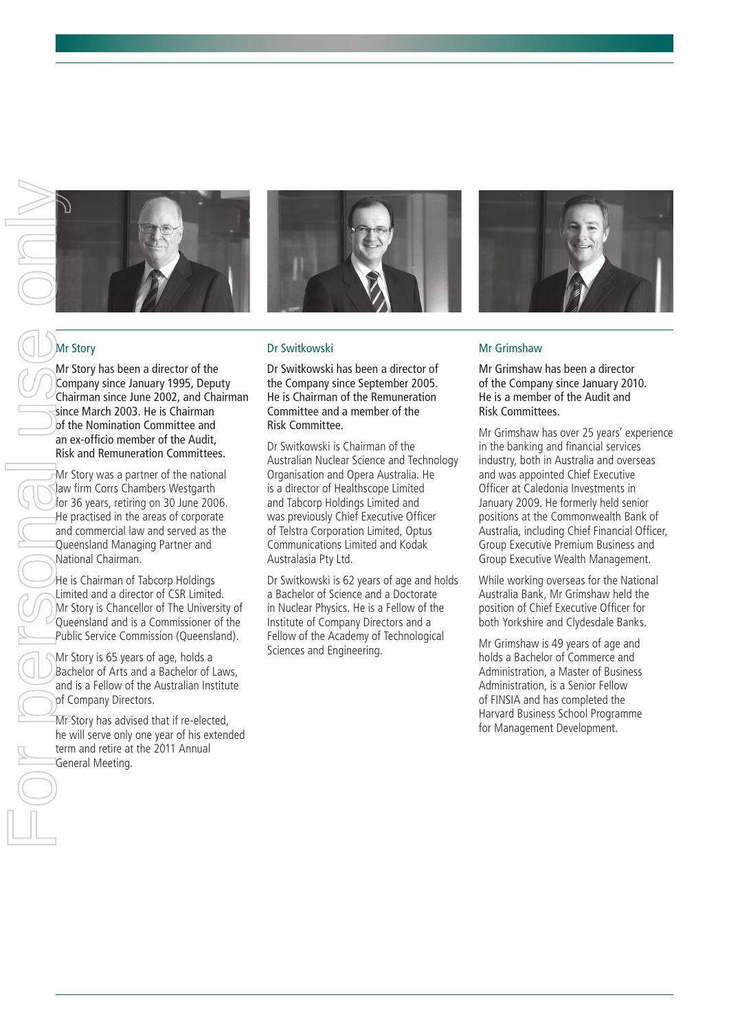## Mr Story

Mr Story has been a director of the Company since January 1995, Deputy Chairman since June 2002, and Chairman since March 2003. He is Chairman of the Nomination Committee and an ex-officio member of the Audit, Risk and Remuneration Committees.

Mr Story was a partner of the national law firm Corrs Chambers Westgarth for 36 years, retiring on 30 June 2006. He practised in the areas of corporate and commercial law and served as the Queensland Managing Partner and National Chairman.

He is Chairman of Tabcorp Holdings Limited and a director of CSR Limited. Mr Story is Chancellor of The University of Queensland and is a Commissioner of the Public Service Commission (Queensland).

Mr Story is 65 years of age, holds a Bachelor of Arts and a Bachelor of Laws, and is a Fellow of the Australian Institute of Company Directors.

Mr Story has advised that if re-elected, he will serve only one year of his extended term and retire at the 2011 Annual General Meeting.

## Dr Switkowski

Dr Switkowski has been a director of the Company since September 2005. He is Chairman of the Remuneration Committee and a member of the Risk Committee.

Dr Switkowski is Chairman of the Australian Nuclear Science and Technology Organisation and Opera Australia. He is a director of Healthscope Limited and Tabcorp Holdings Limited and was previously Chief Executive Officer of Telstra Corporation Limited, Optus Communications Limited and Kodak Australasia Pty Ltd.

Dr Switkowski is 62 years of age and holds a Bachelor of Science and a Doctorate in Nuclear Physics. He is a Fellow of the Institute of Company Directors and a Fellow of the Academy of Technological Sciences and Engineering.

## Mr Grimshaw

Mr Grimshaw has been a director of the Company since January 2010. He is a member of the Audit and Risk Committees.

Mr Grimshaw has over 25 years' experience in the banking and financial services industry, both in Australia and overseas and was appointed Chief Executive Officer at Caledonia Investments in January 2009. He formerly held senior positions at the Commonwealth Bank of Australia, including Chief Financial Officer, Group Executive Premium Business and Group Executive Wealth Management.

While working overseas for the National Australia Bank, Mr Grimshaw held the position of Chief Executive Officer for both Yorkshire and Clydesdale Banks.

Mr Grimshaw is 49 years of age and holds a Bachelor of Commerce and Administration, a Master of Business Administration, is a Senior Fellow of FINSIA and has completed the Harvard Business School Programme for Management Development.